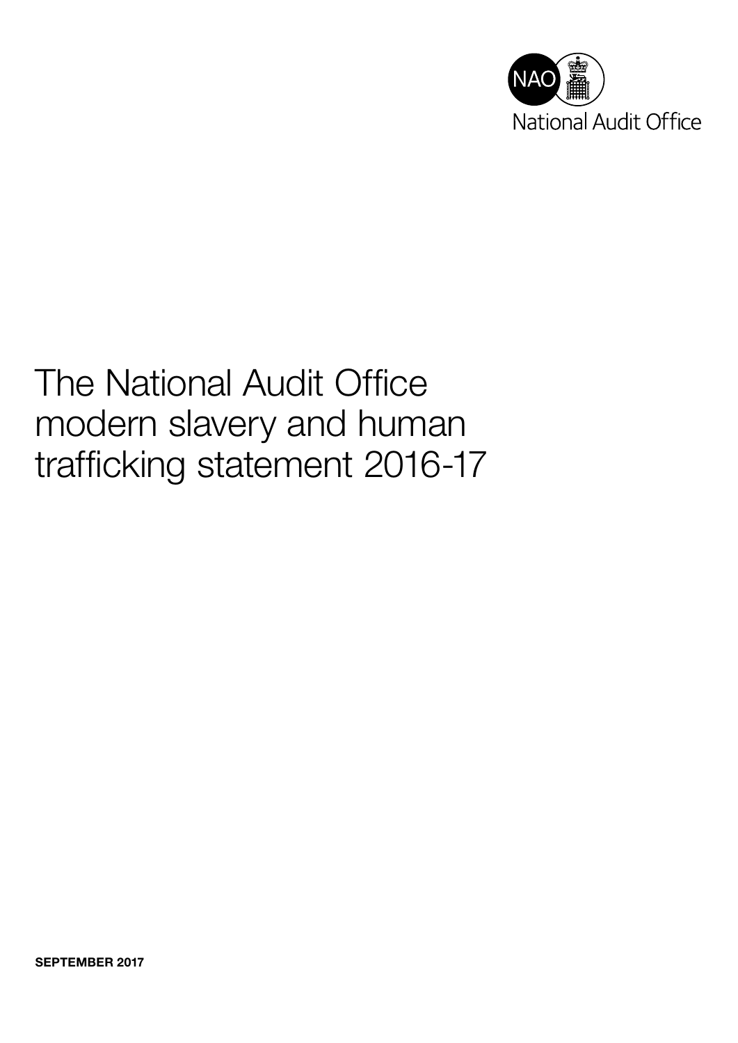# The National Audit Office modern slavery and human trafficking statement 2016-17

**SEPTEMBER 2017**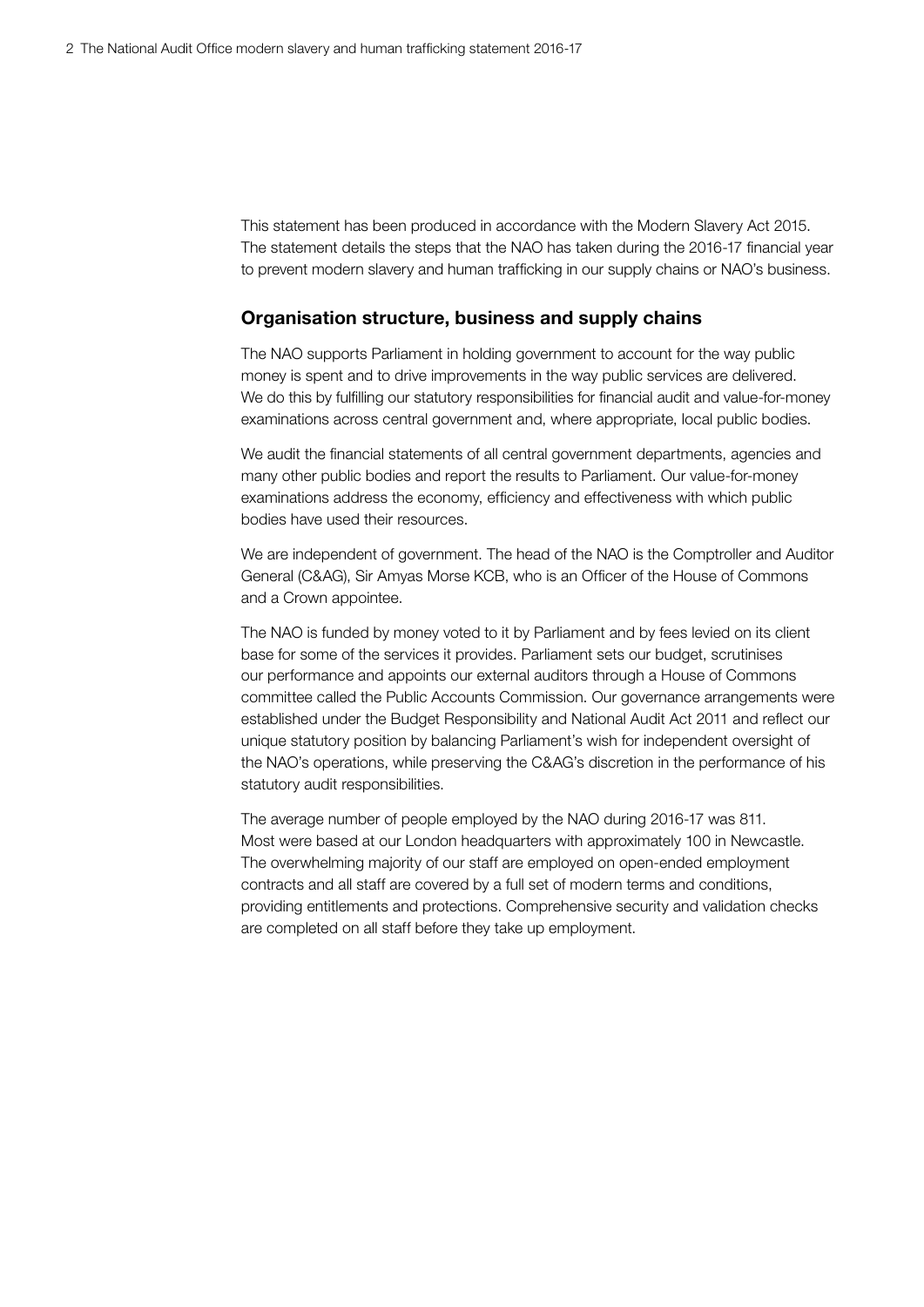This statement has been produced in accordance with the Modern Slavery Act 2015. The statement details the steps that the NAO has taken during the 2016-17 financial year to prevent modern slavery and human trafficking in our supply chains or NAO's business.

## Organisation structure, business and supply chains

The NAO supports Parliament in holding government to account for the way public money is spent and to drive improvements in the way public services are delivered. We do this by fulfilling our statutory responsibilities for financial audit and value-for-money examinations across central government and, where appropriate, local public bodies.

We audit the financial statements of all central government departments, agencies and many other public bodies and report the results to Parliament. Our value-for-money examinations address the economy, efficiency and effectiveness with which public bodies have used their resources.

We are independent of government. The head of the NAO is the Comptroller and Auditor General (C&AG), Sir Amyas Morse KCB, who is an Officer of the House of Commons and a Crown appointee.

The NAO is funded by money voted to it by Parliament and by fees levied on its client base for some of the services it provides. Parliament sets our budget, scrutinises our performance and appoints our external auditors through a House of Commons committee called the Public Accounts Commission. Our governance arrangements were established under the Budget Responsibility and National Audit Act 2011 and reflect our unique statutory position by balancing Parliament's wish for independent oversight of the NAO's operations, while preserving the C&AG's discretion in the performance of his statutory audit responsibilities.

The average number of people employed by the NAO during 2016-17 was 811. Most were based at our London headquarters with approximately 100 in Newcastle. The overwhelming majority of our staff are employed on open-ended employment contracts and all staff are covered by a full set of modern terms and conditions, providing entitlements and protections. Comprehensive security and validation checks are completed on all staff before they take up employment.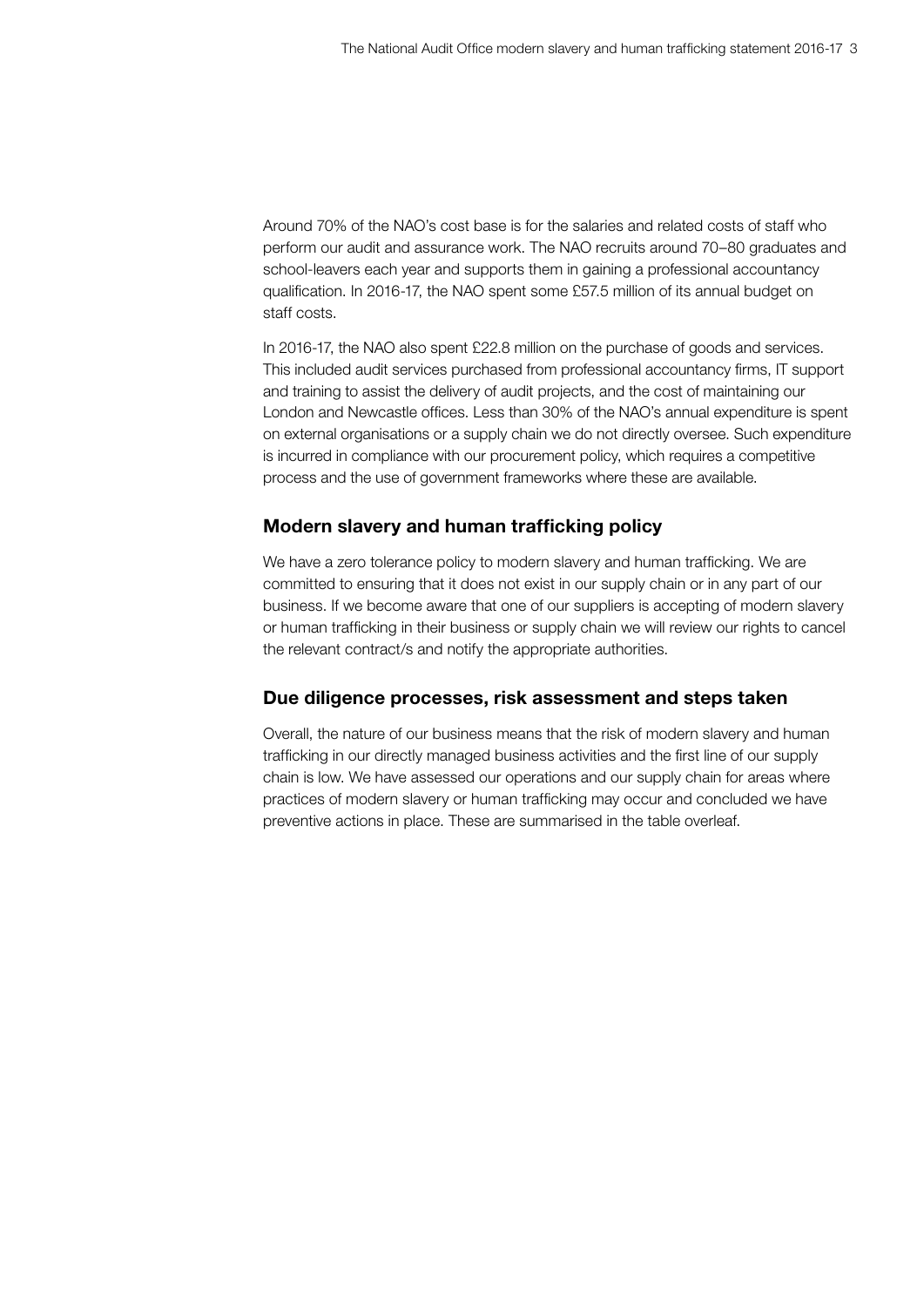Around 70% of the NAO's cost base is for the salaries and related costs of staff who perform our audit and assurance work. The NAO recruits around 70–80 graduates and school-leavers each year and supports them in gaining a professional accountancy qualification. In 2016-17, the NAO spent some £57.5 million of its annual budget on staff costs.

In 2016-17, the NAO also spent £22.8 million on the purchase of goods and services. This included audit services purchased from professional accountancy firms, IT support and training to assist the delivery of audit projects, and the cost of maintaining our London and Newcastle offices. Less than 30% of the NAO's annual expenditure is spent on external organisations or a supply chain we do not directly oversee. Such expenditure is incurred in compliance with our procurement policy, which requires a competitive process and the use of government frameworks where these are available.

## Modern slavery and human trafficking policy

We have a zero tolerance policy to modern slavery and human trafficking. We are committed to ensuring that it does not exist in our supply chain or in any part of our business. If we become aware that one of our suppliers is accepting of modern slavery or human trafficking in their business or supply chain we will review our rights to cancel the relevant contract/s and notify the appropriate authorities.

## Due diligence processes, risk assessment and steps taken

Overall, the nature of our business means that the risk of modern slavery and human trafficking in our directly managed business activities and the first line of our supply chain is low. We have assessed our operations and our supply chain for areas where practices of modern slavery or human trafficking may occur and concluded we have preventive actions in place. These are summarised in the table overleaf.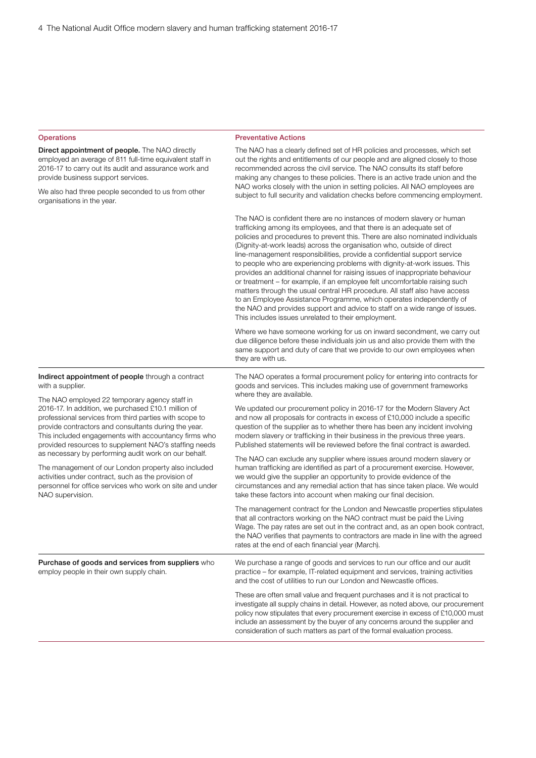| Operations | Preventative Actions |
| --- | --- |
| **Direct appointment of people.** The NAO directly employed an average of 811 full-time equivalent staff in 2016-17 to carry out its audit and assurance work and provide business support services.<br><br>We also had three people seconded to us from other organisations in the year. | The NAO has a clearly defined set of HR policies and processes, which set out the rights and entitlements of our people and are aligned closely to those recommended across the civil service. The NAO consults its staff before making any changes to these policies. There is an active trade union and the NAO works closely with the union in setting policies. All NAO employees are subject to full security and validation checks before commencing employment.<br><br>The NAO is confident there are no instances of modern slavery or human trafficking among its employees, and that there is an adequate set of policies and procedures to prevent this. There are also nominated individuals (Dignity-at-work leads) across the organisation who, outside of direct line-management responsibilities, provide a confidential support service to people who are experiencing problems with dignity-at-work issues. This provides an additional channel for raising issues of inappropriate behaviour or treatment – for example, if an employee felt uncomfortable raising such matters through the usual central HR procedure. All staff also have access to an Employee Assistance Programme, which operates independently of the NAO and provides support and advice to staff on a wide range of issues. This includes issues unrelated to their employment.<br><br>Where we have someone working for us on inward secondment, we carry out due diligence before these individuals join us and also provide them with the same support and duty of care that we provide to our own employees when they are with us. |
| **Indirect appointment of people** through a contract with a supplier.<br><br>The NAO employed 22 temporary agency staff in 2016-17. In addition, we purchased £10.1 million of professional services from third parties with scope to provide contractors and consultants during the year. This included engagements with accountancy firms who provided resources to supplement NAO's staffing needs as necessary by performing audit work on our behalf.<br><br>The management of our London property also included activities under contract, such as the provision of personnel for office services who work on site and under NAO supervision. | The NAO operates a formal procurement policy for entering into contracts for goods and services. This includes making use of government frameworks where they are available.<br><br>We updated our procurement policy in 2016-17 for the Modern Slavery Act and now all proposals for contracts in excess of £10,000 include a specific question of the supplier as to whether there has been any incident involving modern slavery or trafficking in their business in the previous three years. Published statements will be reviewed before the final contract is awarded.<br><br>The NAO can exclude any supplier where issues around modern slavery or human trafficking are identified as part of a procurement exercise. However, we would give the supplier an opportunity to provide evidence of the circumstances and any remedial action that has since taken place. We would take these factors into account when making our final decision.<br><br>The management contract for the London and Newcastle properties stipulates that all contractors working on the NAO contract must be paid the Living Wage. The pay rates are set out in the contract and, as an open book contract, the NAO verifies that payments to contractors are made in line with the agreed rates at the end of each financial year (March). |
| **Purchase of goods and services from suppliers** who employ people in their own supply chain. | We purchase a range of goods and services to run our office and our audit practice – for example, IT-related equipment and services, training activities and the cost of utilities to run our London and Newcastle offices.<br><br>These are often small value and frequent purchases and it is not practical to investigate all supply chains in detail. However, as noted above, our procurement policy now stipulates that every procurement exercise in excess of £10,000 must include an assessment by the buyer of any concerns around the supplier and consideration of such matters as part of the formal evaluation process. |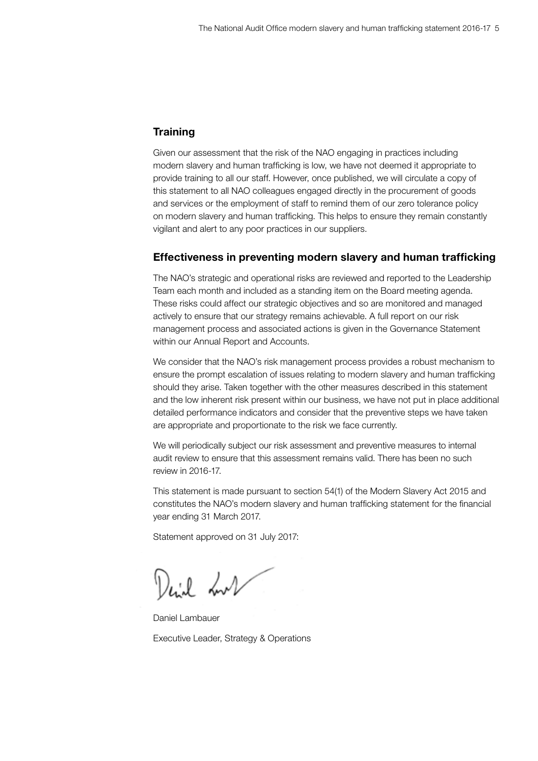## Training

Given our assessment that the risk of the NAO engaging in practices including modern slavery and human trafficking is low, we have not deemed it appropriate to provide training to all our staff. However, once published, we will circulate a copy of this statement to all NAO colleagues engaged directly in the procurement of goods and services or the employment of staff to remind them of our zero tolerance policy on modern slavery and human trafficking. This helps to ensure they remain constantly vigilant and alert to any poor practices in our suppliers.

## Effectiveness in preventing modern slavery and human trafficking

The NAO's strategic and operational risks are reviewed and reported to the Leadership Team each month and included as a standing item on the Board meeting agenda. These risks could affect our strategic objectives and so are monitored and managed actively to ensure that our strategy remains achievable. A full report on our risk management process and associated actions is given in the Governance Statement within our Annual Report and Accounts.

We consider that the NAO's risk management process provides a robust mechanism to ensure the prompt escalation of issues relating to modern slavery and human trafficking should they arise. Taken together with the other measures described in this statement and the low inherent risk present within our business, we have not put in place additional detailed performance indicators and consider that the preventive steps we have taken are appropriate and proportionate to the risk we face currently.

We will periodically subject our risk assessment and preventive measures to internal audit review to ensure that this assessment remains valid. There has been no such review in 2016-17.

This statement is made pursuant to section 54(1) of the Modern Slavery Act 2015 and constitutes the NAO's modern slavery and human trafficking statement for the financial year ending 31 March 2017.

Statement approved on 31 July 2017:

Daniel Lambauer

Executive Leader, Strategy & Operations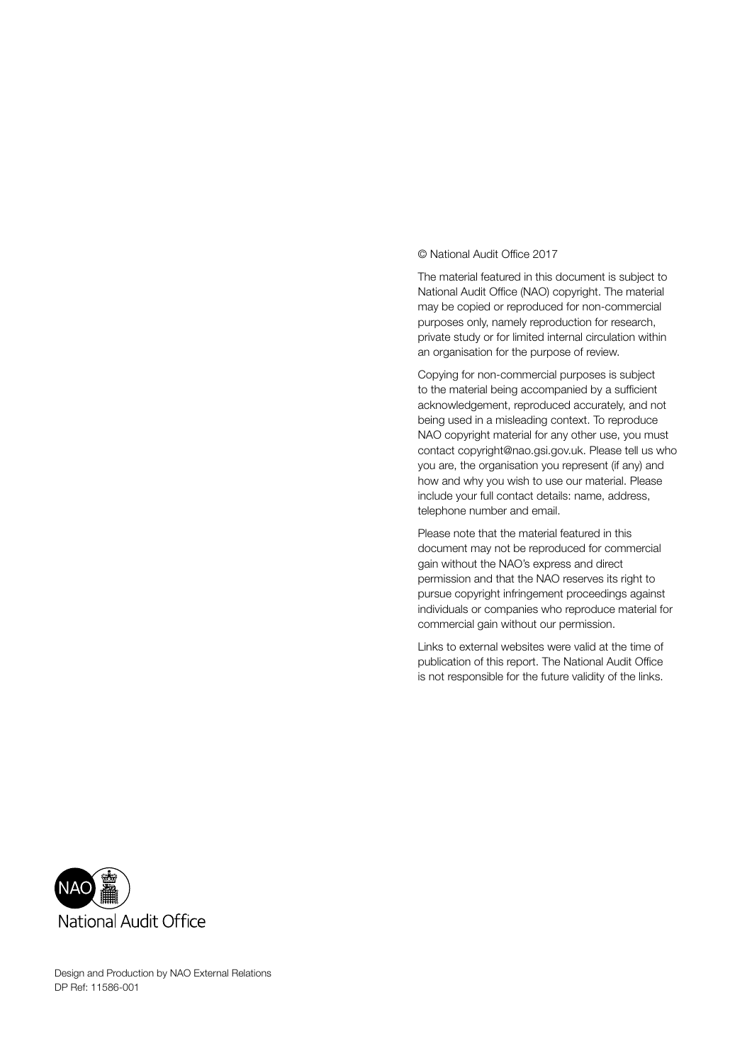© National Audit Office 2017

The material featured in this document is subject to National Audit Office (NAO) copyright. The material may be copied or reproduced for non-commercial purposes only, namely reproduction for research, private study or for limited internal circulation within an organisation for the purpose of review.

Copying for non-commercial purposes is subject to the material being accompanied by a sufficient acknowledgement, reproduced accurately, and not being used in a misleading context. To reproduce NAO copyright material for any other use, you must contact copyright@nao.gsi.gov.uk. Please tell us who you are, the organisation you represent (if any) and how and why you wish to use our material. Please include your full contact details: name, address, telephone number and email.

Please note that the material featured in this document may not be reproduced for commercial gain without the NAO's express and direct permission and that the NAO reserves its right to pursue copyright infringement proceedings against individuals or companies who reproduce material for commercial gain without our permission.

Links to external websites were valid at the time of publication of this report. The National Audit Office is not responsible for the future validity of the links.

NAO

National Audit Office

Design and Production by NAO External Relations
DP Ref: 11586-001